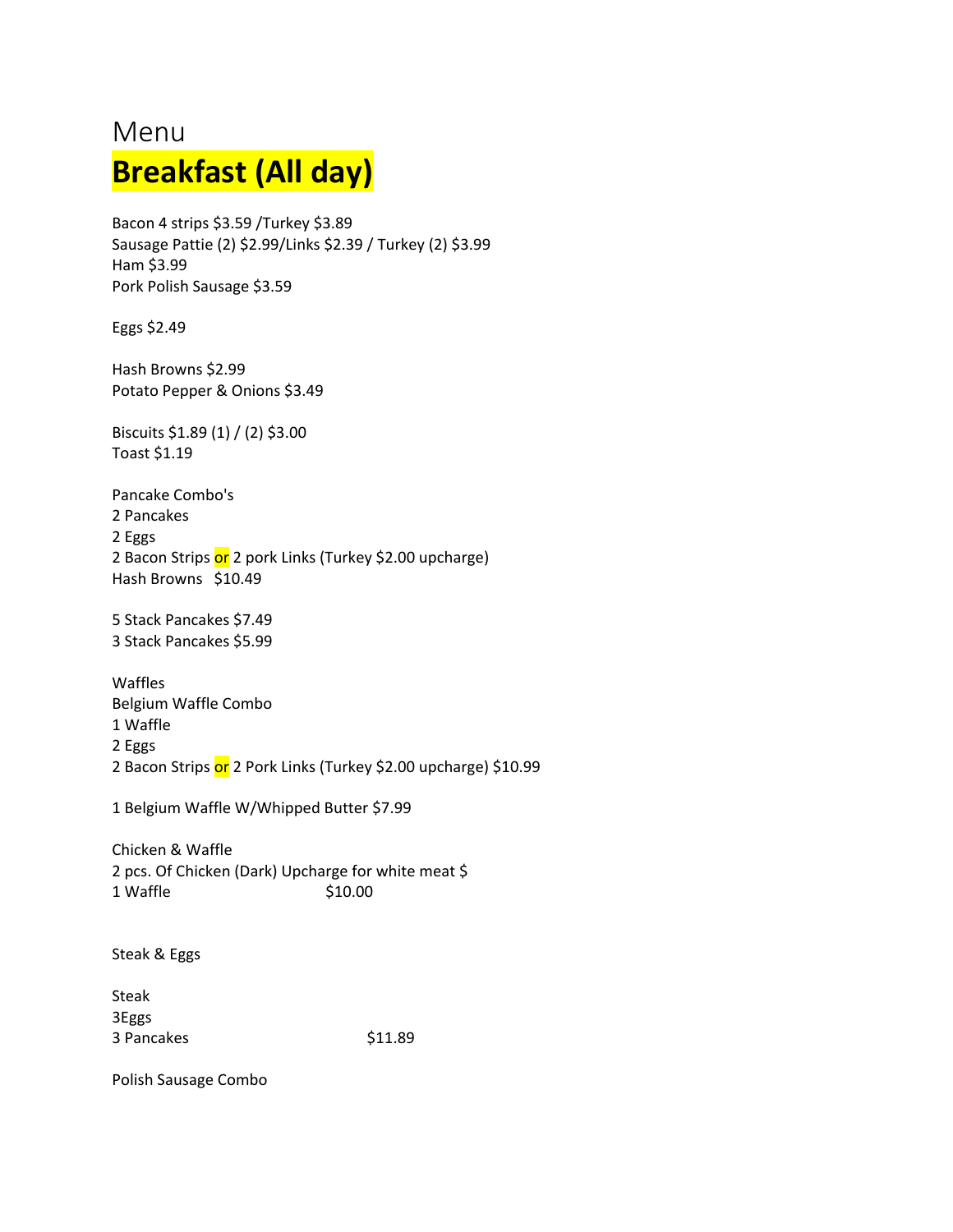# Menu

## **Breakfast (All day)**

Bacon 4 strips $3.59 /Turkey $3.89
Sausage Pattie (2) $2.99/Links $2.39 / Turkey (2) $3.99
Ham $3.99
Pork Polish Sausage $3.59

Eggs $2.49

Hash Browns $2.99
Potato Pepper & Onions $3.49

Biscuits $1.89 (1) / (2) $3.00
Toast $1.19

Pancake Combo's
2 Pancakes
2 Eggs
2 Bacon Strips or 2 pork Links (Turkey $2.00 upcharge)
Hash Browns $10.49

5 Stack Pancakes $7.49
3 Stack Pancakes $5.99

Waffles
Belgium Waffle Combo
1 Waffle
2 Eggs
2 Bacon Strips or 2 Pork Links (Turkey $2.00 upcharge) $10.99

1 Belgium Waffle W/Whipped Butter $7.99

Chicken & Waffle
2 pcs. Of Chicken (Dark) Upcharge for white meat $
1 Waffle $10.00

Steak & Eggs

Steak
3Eggs
3 Pancakes $11.89

Polish Sausage Combo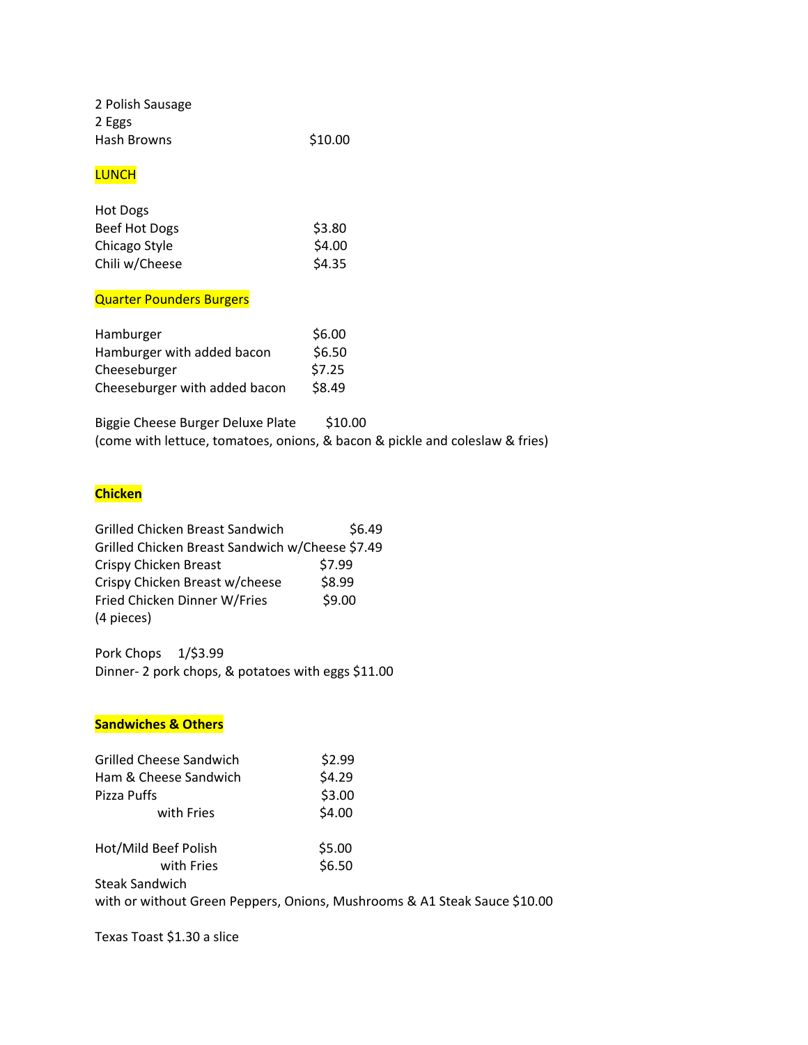2 Polish Sausage
2 Eggs
Hash Browns $10.00

## LUNCH

| Hot Dogs | |
|---|---|
| Beef Hot Dogs | $3.80 |
| Chicago Style | $4.00 |
| Chili w/Cheese | $4.35 |

## Quarter Pounders Burgers

| Hamburger | $6.00 |
|---|---|
| Hamburger with added bacon | $6.50 |
| Cheeseburger | $7.25 |
| Cheeseburger with added bacon | $8.49 |

Biggie Cheese Burger Deluxe Plate $10.00
(come with lettuce, tomatoes, onions, & bacon & pickle and coleslaw & fries)

## Chicken

| Grilled Chicken Breast Sandwich | $6.49 |
|---|---|
| Grilled Chicken Breast Sandwich w/Cheese | $7.49 |
| Crispy Chicken Breast | $7.99 |
| Crispy Chicken Breast w/cheese | $8.99 |
| Fried Chicken Dinner W/Fries (4 pieces) | $9.00 |

Pork Chops 1/$3.99
Dinner- 2 pork chops, & potatoes with eggs $11.00

## Sandwiches & Others

| Grilled Cheese Sandwich | $2.99 |
|---|---|
| Ham & Cheese Sandwich | $4.29 |
| Pizza Puffs | $3.00 |
| with Fries | $4.00 |

| Hot/Mild Beef Polish | $5.00 |
|---|---|
| with Fries | $6.50 |

Steak Sandwich
with or without Green Peppers, Onions, Mushrooms & A1 Steak Sauce $10.00

Texas Toast $1.30 a slice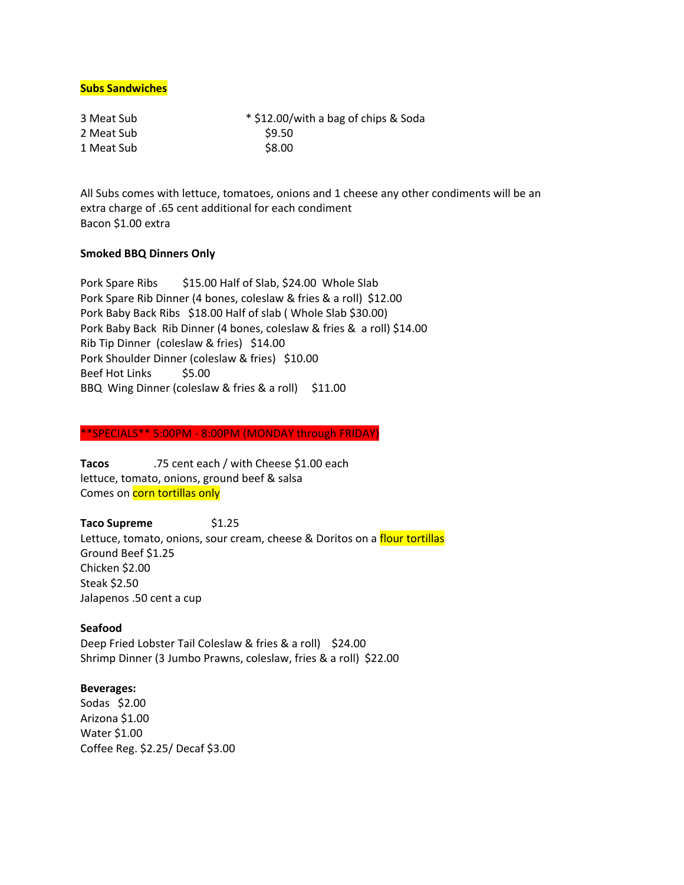**Subs Sandwiches**

| | |
|---|---|
| 3 Meat Sub | * $12.00/with a bag of chips & Soda |
| 2 Meat Sub | $9.50 |
| 1 Meat Sub | $8.00 |

All Subs comes with lettuce, tomatoes, onions and 1 cheese any other condiments will be an extra charge of .65 cent additional for each condiment
Bacon $1.00 extra

**Smoked BBQ Dinners Only**

Pork Spare Ribs $15.00 Half of Slab, $24.00 Whole Slab
Pork Spare Rib Dinner (4 bones, coleslaw & fries & a roll) $12.00
Pork Baby Back Ribs $18.00 Half of slab ( Whole Slab $30.00)
Pork Baby Back Rib Dinner (4 bones, coleslaw & fries & a roll) $14.00
Rib Tip Dinner (coleslaw & fries) $14.00
Pork Shoulder Dinner (coleslaw & fries) $10.00
Beef Hot Links $5.00
BBQ Wing Dinner (coleslaw & fries & a roll) $11.00

**SPECIALS** 5:00PM - 8:00PM (MONDAY through FRIDAY)

**Tacos** .75 cent each / with Cheese $1.00 each
lettuce, tomato, onions, ground beef & salsa
Comes on corn tortillas only

**Taco Supreme** $1.25
Lettuce, tomato, onions, sour cream, cheese & Doritos on a flour tortillas
Ground Beef $1.25
Chicken $2.00
Steak $2.50
Jalapenos .50 cent a cup

**Seafood**
Deep Fried Lobster Tail Coleslaw & fries & a roll) $24.00
Shrimp Dinner (3 Jumbo Prawns, coleslaw, fries & a roll) $22.00

**Beverages:**
Sodas $2.00
Arizona $1.00
Water $1.00
Coffee Reg. $2.25/ Decaf $3.00